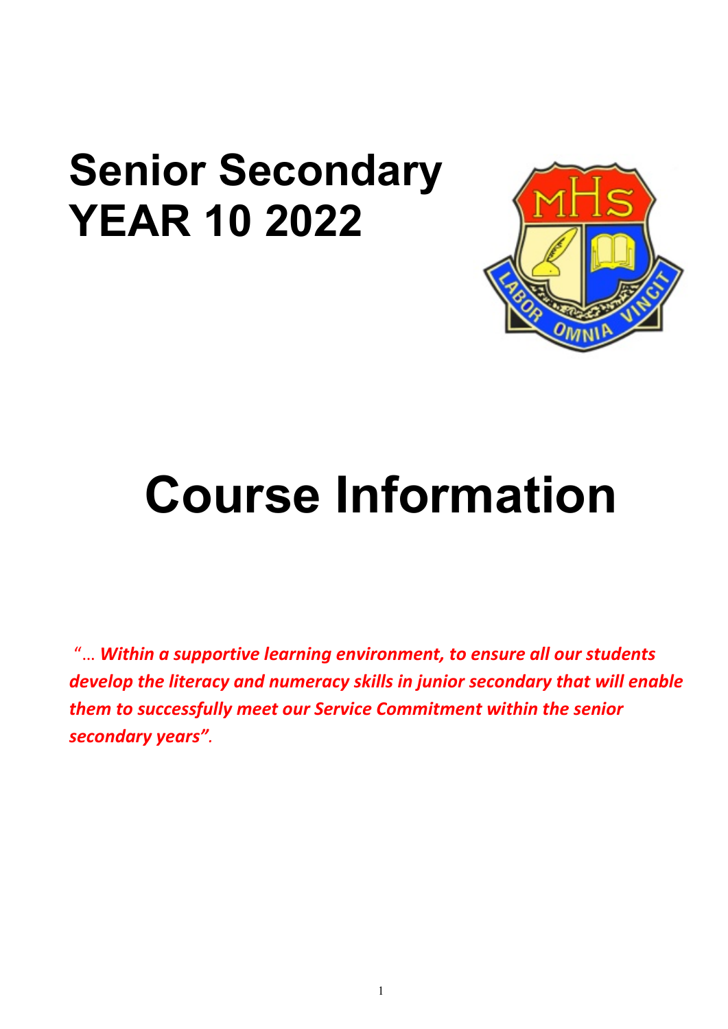# Senior Secondary
# YEAR 10 2022

# Course Information

"… ***Within a supportive learning environment, to ensure all our students develop the literacy and numeracy skills in junior secondary that will enable them to successfully meet our Service Commitment within the senior secondary years"***.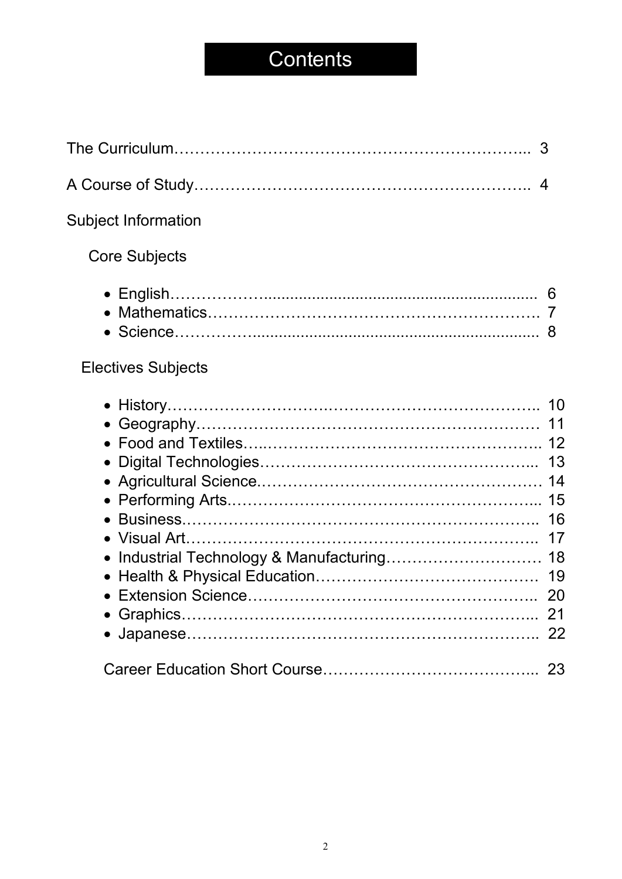# Contents

The Curriculum………………………………………………………... 3

A Course of Study…………………………………………………….. 4

Subject Information

Core Subjects

- English……………............................................................... 6
- Mathematics……………………………………………………. 7
- Science……………............................................................... 8

Electives Subjects

- History………………………….……………………………….. 10
- Geography………………………………………………………. 11
- Food and Textiles…..………………………………………….. 12
- Digital Technologies…………………………………………... 13
- Agricultural Science.…………………………………………… 14
- Performing Arts.………………………………………………... 15
- Business.……………………………………………………….. 16
- Visual Art……………………………………………………….. 17
- Industrial Technology & Manufacturing……………………… 18
- Health & Physical Education…………………………………… 19
- Extension Science…………………………………………….. 20
- Graphics………………………………………………………... 21
- Japanese……………………………………………………….. 22

Career Education Short Course…………………………………... 23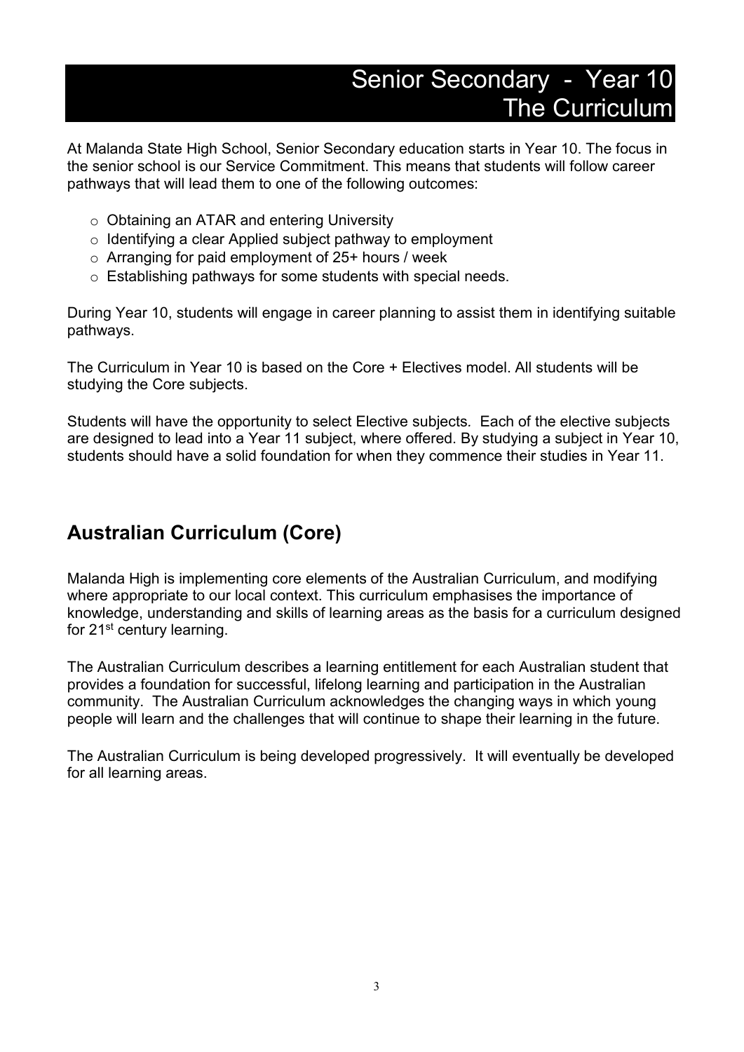# Senior Secondary - Year 10 The Curriculum

At Malanda State High School, Senior Secondary education starts in Year 10. The focus in the senior school is our Service Commitment. This means that students will follow career pathways that will lead them to one of the following outcomes:

- Obtaining an ATAR and entering University
- Identifying a clear Applied subject pathway to employment
- Arranging for paid employment of 25+ hours / week
- Establishing pathways for some students with special needs.

During Year 10, students will engage in career planning to assist them in identifying suitable pathways.

The Curriculum in Year 10 is based on the Core + Electives model. All students will be studying the Core subjects.

Students will have the opportunity to select Elective subjects. Each of the elective subjects are designed to lead into a Year 11 subject, where offered. By studying a subject in Year 10, students should have a solid foundation for when they commence their studies in Year 11.

## Australian Curriculum (Core)

Malanda High is implementing core elements of the Australian Curriculum, and modifying where appropriate to our local context. This curriculum emphasises the importance of knowledge, understanding and skills of learning areas as the basis for a curriculum designed for 21st century learning.

The Australian Curriculum describes a learning entitlement for each Australian student that provides a foundation for successful, lifelong learning and participation in the Australian community. The Australian Curriculum acknowledges the changing ways in which young people will learn and the challenges that will continue to shape their learning in the future.

The Australian Curriculum is being developed progressively. It will eventually be developed for all learning areas.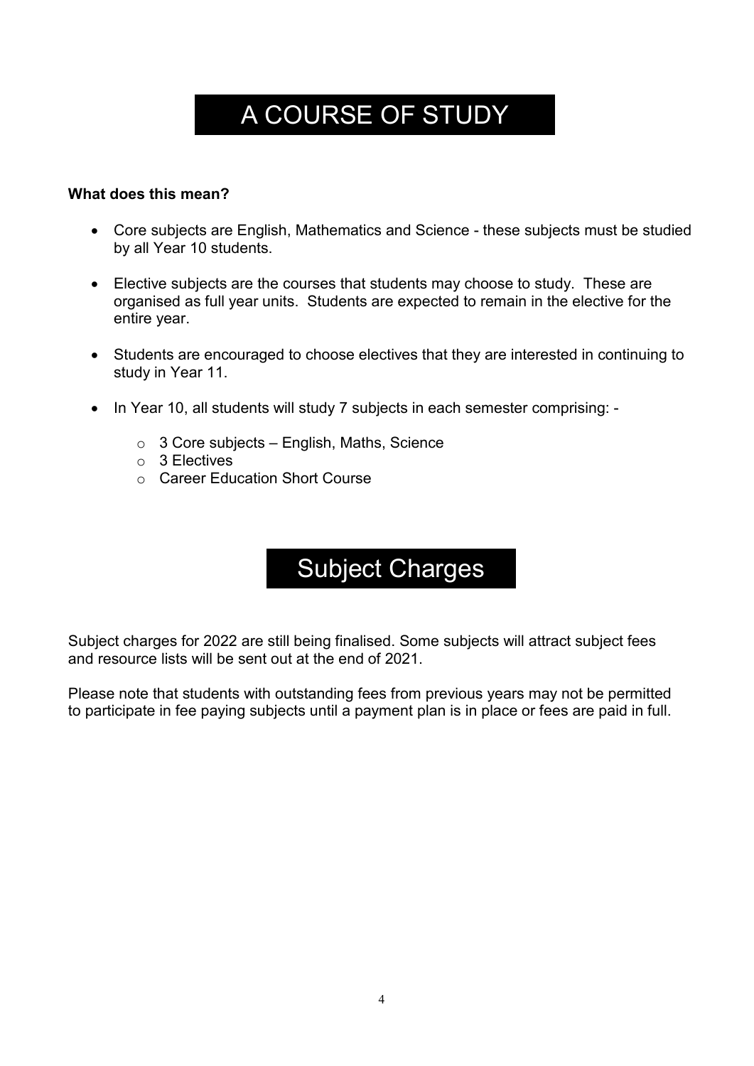# A COURSE OF STUDY

**What does this mean?**

- Core subjects are English, Mathematics and Science - these subjects must be studied by all Year 10 students.
- Elective subjects are the courses that students may choose to study. These are organised as full year units. Students are expected to remain in the elective for the entire year.
- Students are encouraged to choose electives that they are interested in continuing to study in Year 11.
- In Year 10, all students will study 7 subjects in each semester comprising: -
  - 3 Core subjects – English, Maths, Science
  - 3 Electives
  - Career Education Short Course

# Subject Charges

Subject charges for 2022 are still being finalised. Some subjects will attract subject fees and resource lists will be sent out at the end of 2021.

Please note that students with outstanding fees from previous years may not be permitted to participate in fee paying subjects until a payment plan is in place or fees are paid in full.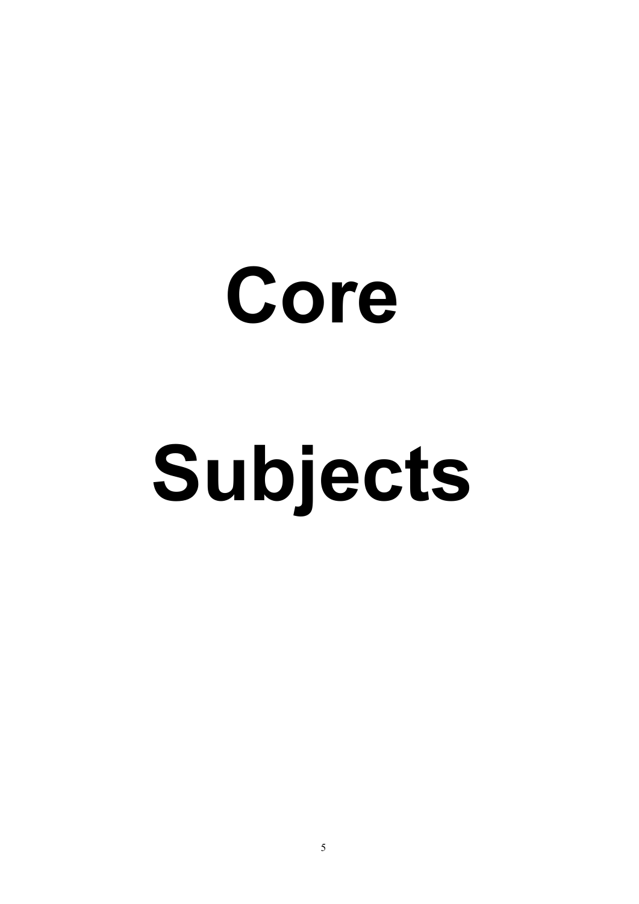# Core

# Subjects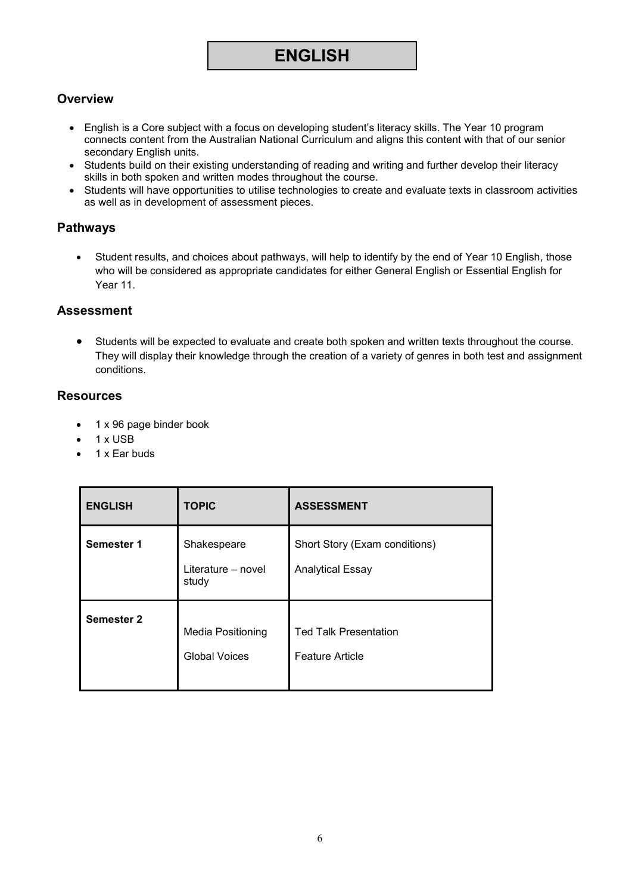# ENGLISH

## Overview

- English is a Core subject with a focus on developing student's literacy skills. The Year 10 program connects content from the Australian National Curriculum and aligns this content with that of our senior secondary English units.
- Students build on their existing understanding of reading and writing and further develop their literacy skills in both spoken and written modes throughout the course.
- Students will have opportunities to utilise technologies to create and evaluate texts in classroom activities as well as in development of assessment pieces.

## Pathways

- Student results, and choices about pathways, will help to identify by the end of Year 10 English, those who will be considered as appropriate candidates for either General English or Essential English for Year 11.

## Assessment

- Students will be expected to evaluate and create both spoken and written texts throughout the course. They will display their knowledge through the creation of a variety of genres in both test and assignment conditions.

## Resources

- 1 x 96 page binder book
- 1 x USB
- 1 x Ear buds

| ENGLISH | TOPIC | ASSESSMENT |
|---|---|---|
| **Semester 1** | Shakespeare<br>Literature – novel study | Short Story (Exam conditions)<br>Analytical Essay |
| **Semester 2** | Media Positioning<br>Global Voices | Ted Talk Presentation<br>Feature Article |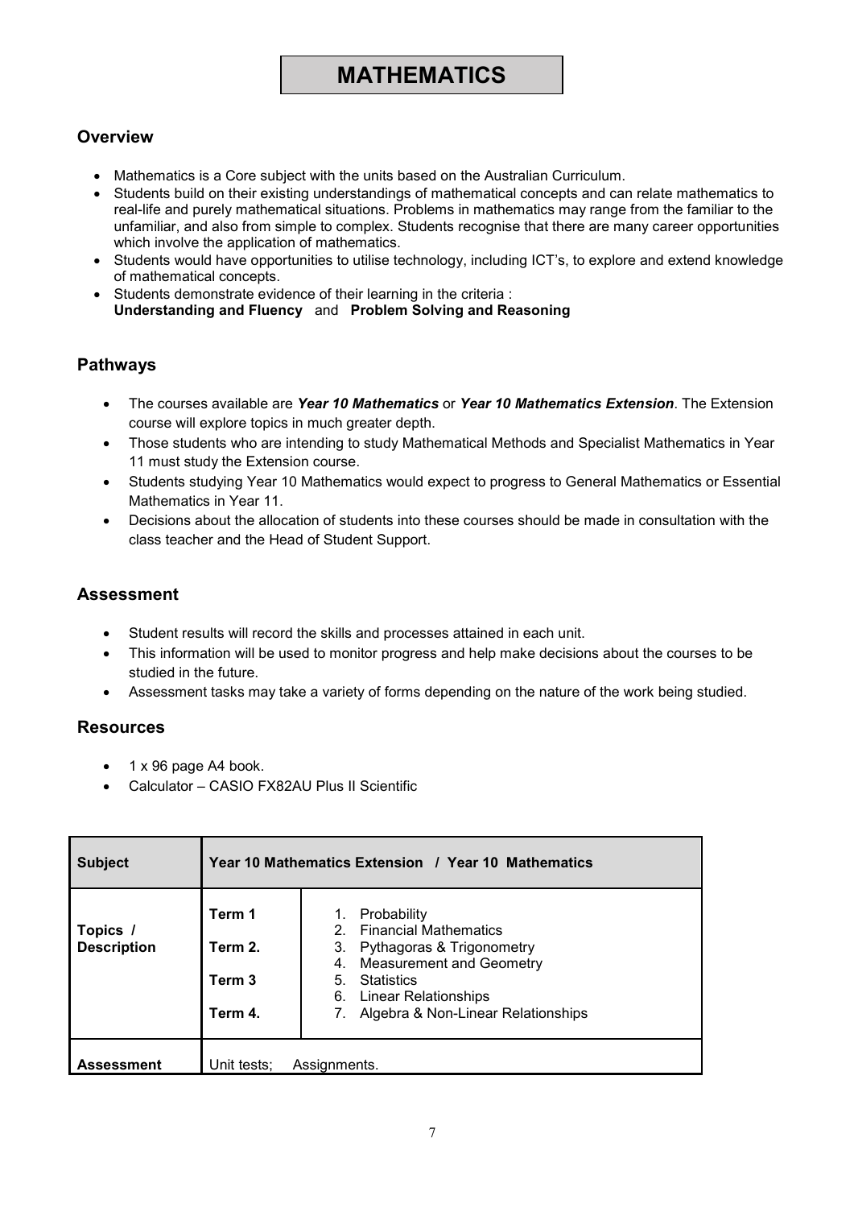# MATHEMATICS

## Overview

- Mathematics is a Core subject with the units based on the Australian Curriculum.
- Students build on their existing understandings of mathematical concepts and can relate mathematics to real-life and purely mathematical situations. Problems in mathematics may range from the familiar to the unfamiliar, and also from simple to complex. Students recognise that there are many career opportunities which involve the application of mathematics.
- Students would have opportunities to utilise technology, including ICT's, to explore and extend knowledge of mathematical concepts.
- Students demonstrate evidence of their learning in the criteria :
  **Understanding and Fluency** and **Problem Solving and Reasoning**

## Pathways

- The courses available are ***Year 10 Mathematics*** or ***Year 10 Mathematics Extension***. The Extension course will explore topics in much greater depth.
- Those students who are intending to study Mathematical Methods and Specialist Mathematics in Year 11 must study the Extension course.
- Students studying Year 10 Mathematics would expect to progress to General Mathematics or Essential Mathematics in Year 11.
- Decisions about the allocation of students into these courses should be made in consultation with the class teacher and the Head of Student Support.

## Assessment

- Student results will record the skills and processes attained in each unit.
- This information will be used to monitor progress and help make decisions about the courses to be studied in the future.
- Assessment tasks may take a variety of forms depending on the nature of the work being studied.

## Resources

- 1 x 96 page A4 book.
- Calculator – CASIO FX82AU Plus II Scientific

| **Subject** | **Year 10 Mathematics Extension / Year 10 Mathematics** | |
|---|---|---|
| **Topics / Description** | **Term 1**<br>**Term 2.**<br>**Term 3**<br>**Term 4.** | 1. Probability<br>2. Financial Mathematics<br>3. Pythagoras & Trigonometry<br>4. Measurement and Geometry<br>5. Statistics<br>6. Linear Relationships<br>7. Algebra & Non-Linear Relationships |
| **Assessment** | Unit tests; Assignments. | |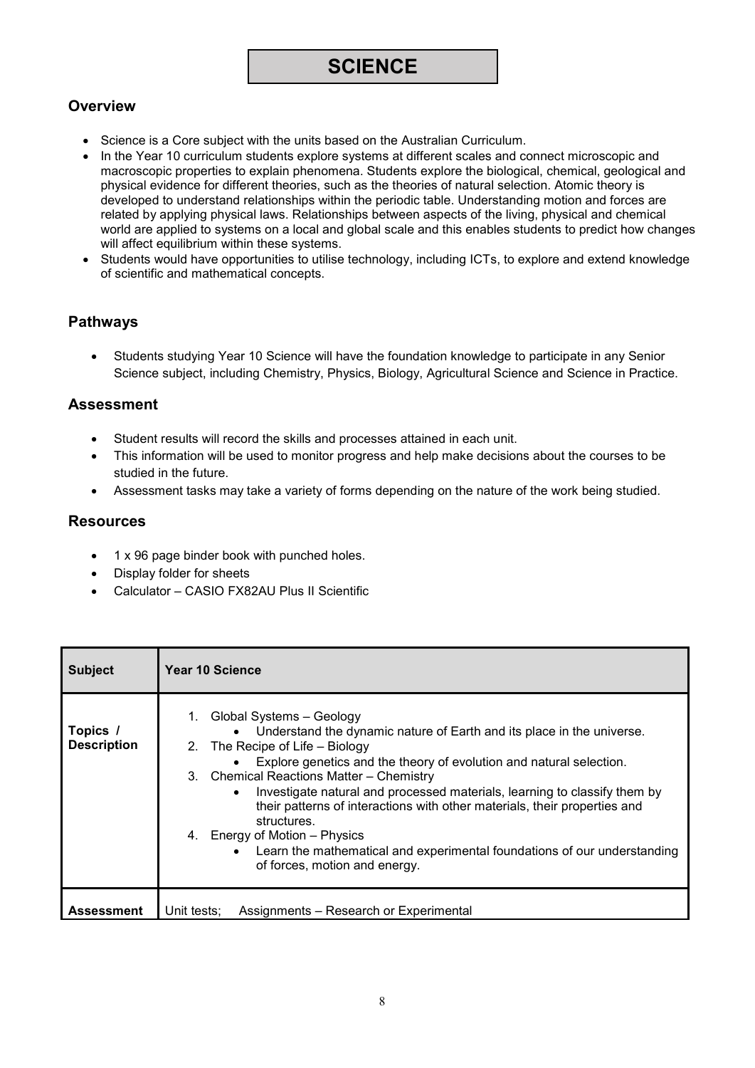# SCIENCE

## Overview

- Science is a Core subject with the units based on the Australian Curriculum.
- In the Year 10 curriculum students explore systems at different scales and connect microscopic and macroscopic properties to explain phenomena. Students explore the biological, chemical, geological and physical evidence for different theories, such as the theories of natural selection. Atomic theory is developed to understand relationships within the periodic table. Understanding motion and forces are related by applying physical laws. Relationships between aspects of the living, physical and chemical world are applied to systems on a local and global scale and this enables students to predict how changes will affect equilibrium within these systems.
- Students would have opportunities to utilise technology, including ICTs, to explore and extend knowledge of scientific and mathematical concepts.

## Pathways

- Students studying Year 10 Science will have the foundation knowledge to participate in any Senior Science subject, including Chemistry, Physics, Biology, Agricultural Science and Science in Practice.

## Assessment

- Student results will record the skills and processes attained in each unit.
- This information will be used to monitor progress and help make decisions about the courses to be studied in the future.
- Assessment tasks may take a variety of forms depending on the nature of the work being studied.

## Resources

- 1 x 96 page binder book with punched holes.
- Display folder for sheets
- Calculator – CASIO FX82AU Plus II Scientific

| **Subject** | **Year 10 Science** |
|---|---|
| **Topics / Description** | 1. Global Systems – Geology<br>• Understand the dynamic nature of Earth and its place in the universe.<br>2. The Recipe of Life – Biology<br>• Explore genetics and the theory of evolution and natural selection.<br>3. Chemical Reactions Matter – Chemistry<br>• Investigate natural and processed materials, learning to classify them by their patterns of interactions with other materials, their properties and structures.<br>4. Energy of Motion – Physics<br>• Learn the mathematical and experimental foundations of our understanding of forces, motion and energy. |
| **Assessment** | Unit tests; Assignments – Research or Experimental |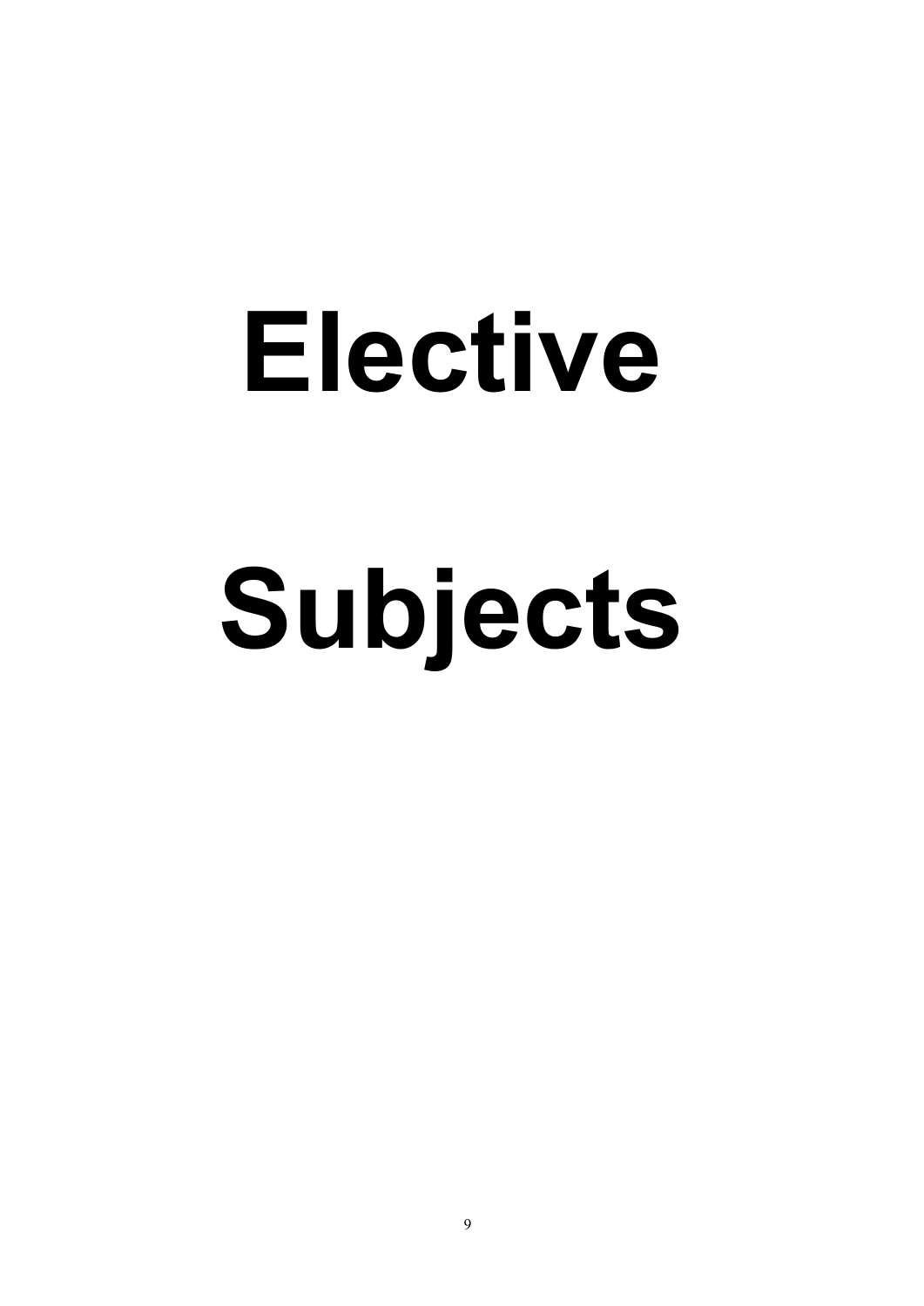# Elective

# Subjects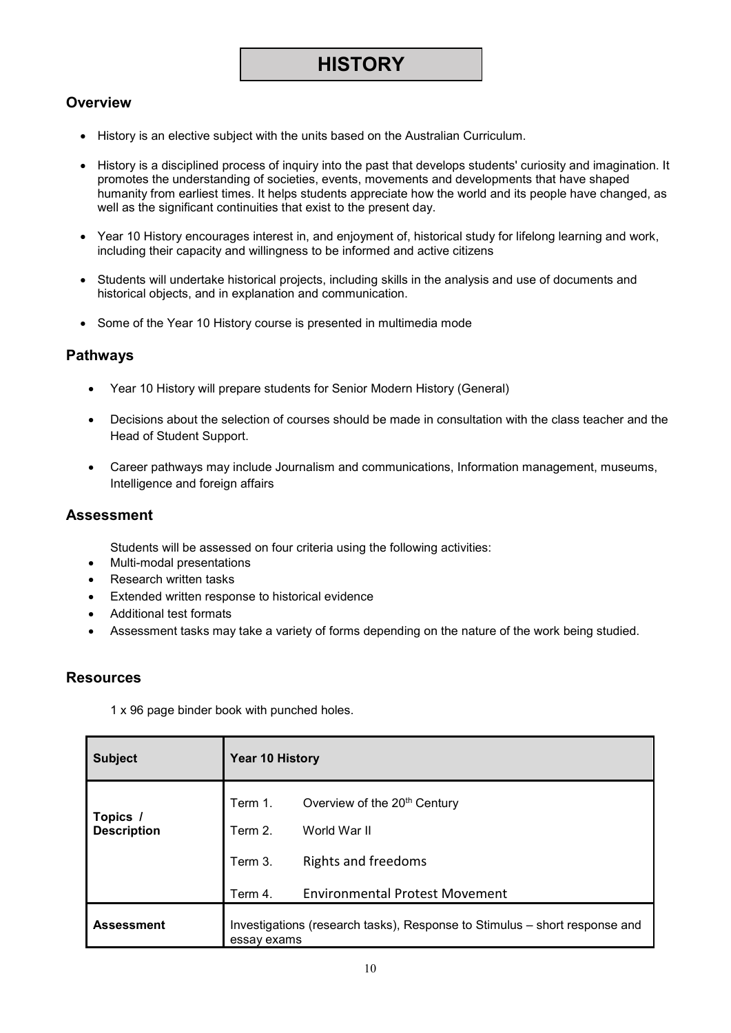# HISTORY

## Overview

- History is an elective subject with the units based on the Australian Curriculum.
- History is a disciplined process of inquiry into the past that develops students' curiosity and imagination. It promotes the understanding of societies, events, movements and developments that have shaped humanity from earliest times. It helps students appreciate how the world and its people have changed, as well as the significant continuities that exist to the present day.
- Year 10 History encourages interest in, and enjoyment of, historical study for lifelong learning and work, including their capacity and willingness to be informed and active citizens
- Students will undertake historical projects, including skills in the analysis and use of documents and historical objects, and in explanation and communication.
- Some of the Year 10 History course is presented in multimedia mode

## Pathways

- Year 10 History will prepare students for Senior Modern History (General)
- Decisions about the selection of courses should be made in consultation with the class teacher and the Head of Student Support.
- Career pathways may include Journalism and communications, Information management, museums, Intelligence and foreign affairs

## Assessment

Students will be assessed on four criteria using the following activities:

- Multi-modal presentations
- Research written tasks
- Extended written response to historical evidence
- Additional test formats
- Assessment tasks may take a variety of forms depending on the nature of the work being studied.

## Resources

1 x 96 page binder book with punched holes.

| **Subject** | **Year 10 History** |
|---|---|
| **Topics / Description** | Term 1. Overview of the 20th Century<br>Term 2. World War II<br>Term 3. Rights and freedoms<br>Term 4. Environmental Protest Movement |
| **Assessment** | Investigations (research tasks), Response to Stimulus – short response and essay exams |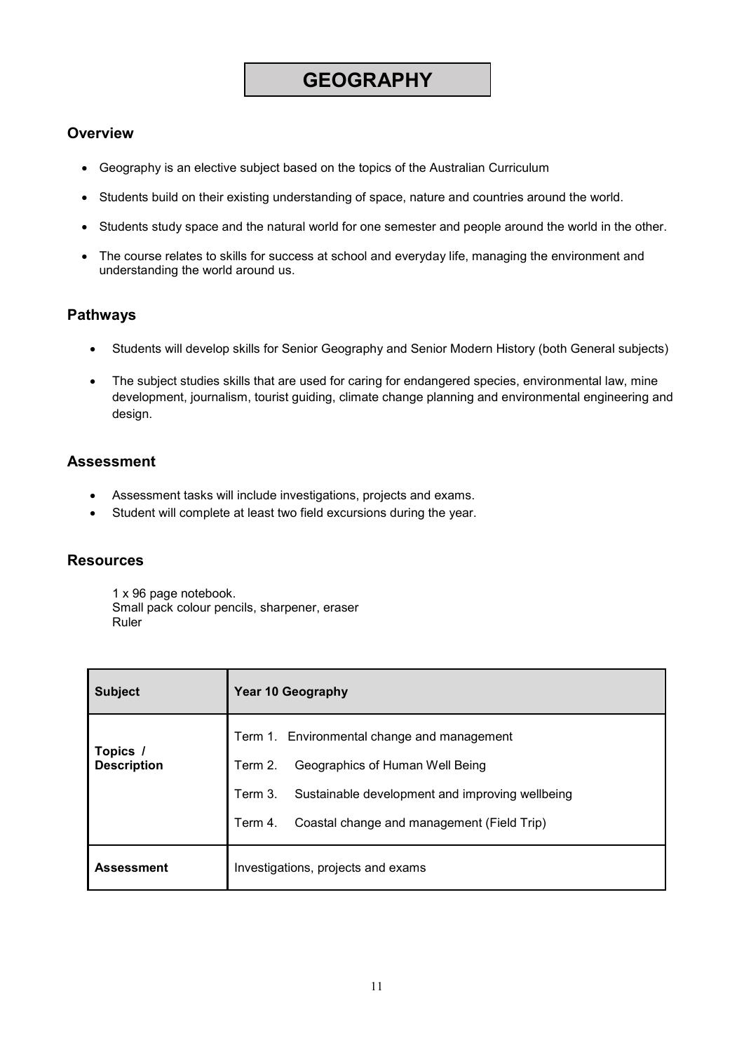# GEOGRAPHY

## Overview

- Geography is an elective subject based on the topics of the Australian Curriculum
- Students build on their existing understanding of space, nature and countries around the world.
- Students study space and the natural world for one semester and people around the world in the other.
- The course relates to skills for success at school and everyday life, managing the environment and understanding the world around us.

## Pathways

- Students will develop skills for Senior Geography and Senior Modern History (both General subjects)
- The subject studies skills that are used for caring for endangered species, environmental law, mine development, journalism, tourist guiding, climate change planning and environmental engineering and design.

## Assessment

- Assessment tasks will include investigations, projects and exams.
- Student will complete at least two field excursions during the year.

## Resources

1 x 96 page notebook.
Small pack colour pencils, sharpener, eraser
Ruler

| Subject | Year 10 Geography |
|---|---|
| Topics / Description | Term 1. Environmental change and management<br>Term 2. Geographics of Human Well Being<br>Term 3. Sustainable development and improving wellbeing<br>Term 4. Coastal change and management (Field Trip) |
| Assessment | Investigations, projects and exams |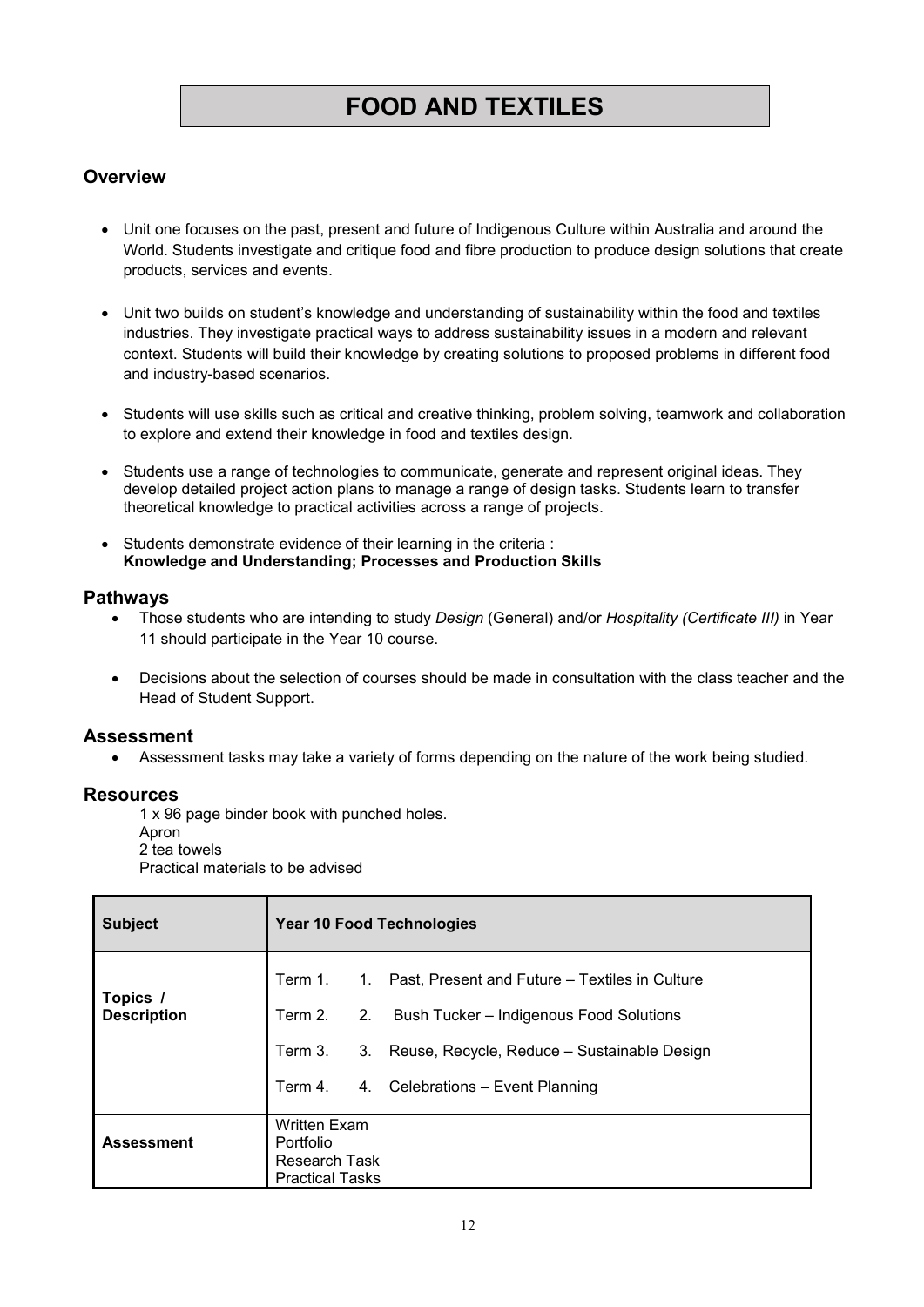# FOOD AND TEXTILES

## Overview

- Unit one focuses on the past, present and future of Indigenous Culture within Australia and around the World. Students investigate and critique food and fibre production to produce design solutions that create products, services and events.
- Unit two builds on student's knowledge and understanding of sustainability within the food and textiles industries. They investigate practical ways to address sustainability issues in a modern and relevant context. Students will build their knowledge by creating solutions to proposed problems in different food and industry-based scenarios.
- Students will use skills such as critical and creative thinking, problem solving, teamwork and collaboration to explore and extend their knowledge in food and textiles design.
- Students use a range of technologies to communicate, generate and represent original ideas. They develop detailed project action plans to manage a range of design tasks. Students learn to transfer theoretical knowledge to practical activities across a range of projects.
- Students demonstrate evidence of their learning in the criteria : **Knowledge and Understanding; Processes and Production Skills**

## Pathways

- Those students who are intending to study *Design* (General) and/or *Hospitality (Certificate III)* in Year 11 should participate in the Year 10 course.
- Decisions about the selection of courses should be made in consultation with the class teacher and the Head of Student Support.

## Assessment

- Assessment tasks may take a variety of forms depending on the nature of the work being studied.

## Resources

1 x 96 page binder book with punched holes.
Apron
2 tea towels
Practical materials to be advised

| **Subject** | **Year 10 Food Technologies** |
|---|---|
| **Topics / Description** | Term 1. 1. Past, Present and Future – Textiles in Culture<br>Term 2. 2. Bush Tucker – Indigenous Food Solutions<br>Term 3. 3. Reuse, Recycle, Reduce – Sustainable Design<br>Term 4. 4. Celebrations – Event Planning |
| **Assessment** | Written Exam<br>Portfolio<br>Research Task<br>Practical Tasks |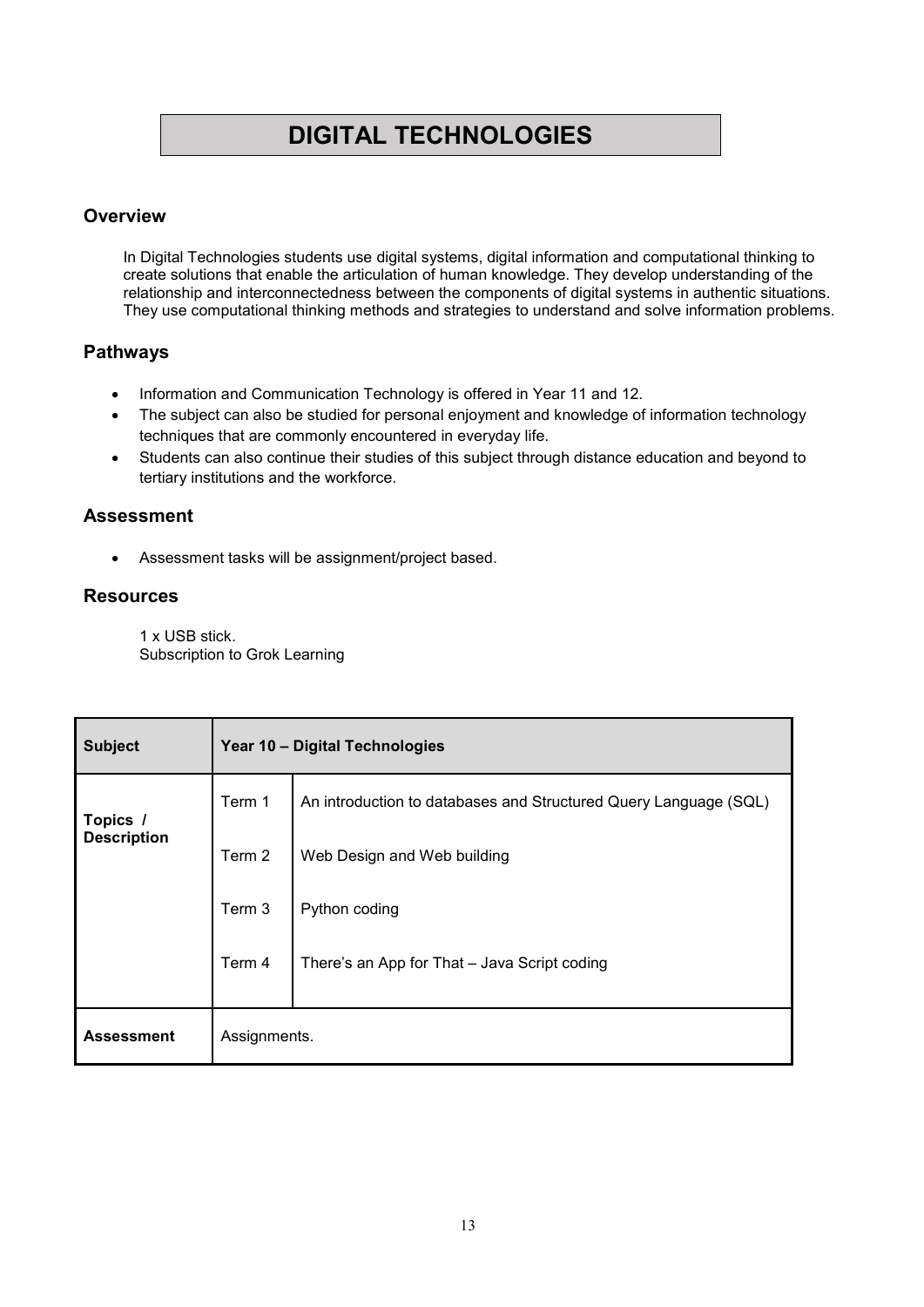# DIGITAL TECHNOLOGIES

## Overview

In Digital Technologies students use digital systems, digital information and computational thinking to create solutions that enable the articulation of human knowledge. They develop understanding of the relationship and interconnectedness between the components of digital systems in authentic situations. They use computational thinking methods and strategies to understand and solve information problems.

## Pathways

- Information and Communication Technology is offered in Year 11 and 12.
- The subject can also be studied for personal enjoyment and knowledge of information technology techniques that are commonly encountered in everyday life.
- Students can also continue their studies of this subject through distance education and beyond to tertiary institutions and the workforce.

## Assessment

- Assessment tasks will be assignment/project based.

## Resources

1 x USB stick.
Subscription to Grok Learning

| **Subject** | **Year 10 – Digital Technologies** | |
|---|---|---|
| **Topics / Description** | Term 1 | An introduction to databases and Structured Query Language (SQL) |
| | Term 2 | Web Design and Web building |
| | Term 3 | Python coding |
| | Term 4 | There's an App for That – Java Script coding |
| **Assessment** | Assignments. | |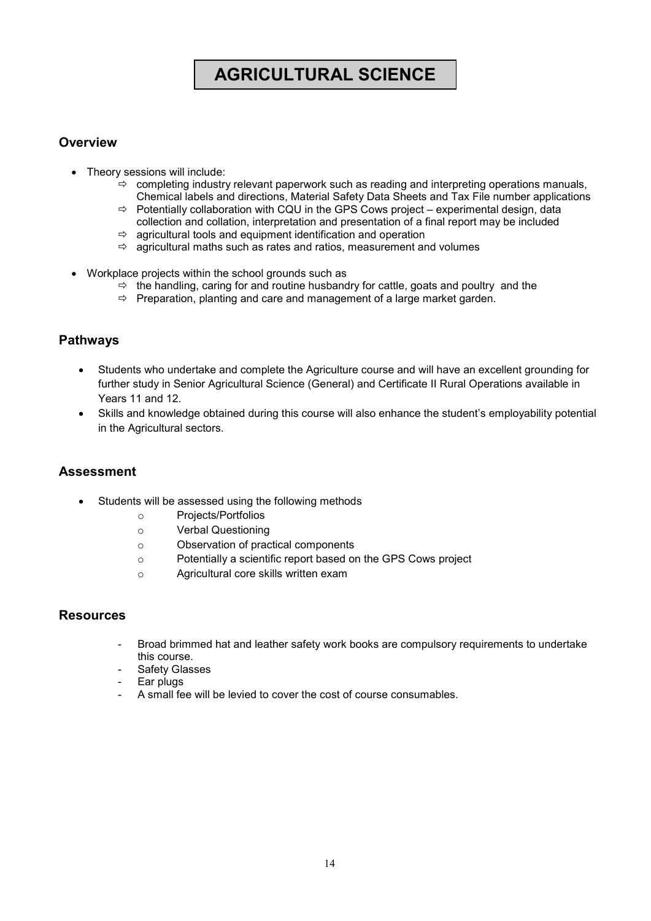# AGRICULTURAL SCIENCE

## Overview

- Theory sessions will include:
  - ⇨ completing industry relevant paperwork such as reading and interpreting operations manuals, Chemical labels and directions, Material Safety Data Sheets and Tax File number applications
  - ⇨ Potentially collaboration with CQU in the GPS Cows project – experimental design, data collection and collation, interpretation and presentation of a final report may be included
  - ⇨ agricultural tools and equipment identification and operation
  - ⇨ agricultural maths such as rates and ratios, measurement and volumes

- Workplace projects within the school grounds such as
  - ⇨ the handling, caring for and routine husbandry for cattle, goats and poultry and the
  - ⇨ Preparation, planting and care and management of a large market garden.

## Pathways

- Students who undertake and complete the Agriculture course and will have an excellent grounding for further study in Senior Agricultural Science (General) and Certificate II Rural Operations available in Years 11 and 12.
- Skills and knowledge obtained during this course will also enhance the student's employability potential in the Agricultural sectors.

## Assessment

- Students will be assessed using the following methods
  - Projects/Portfolios
  - Verbal Questioning
  - Observation of practical components
  - Potentially a scientific report based on the GPS Cows project
  - Agricultural core skills written exam

## Resources

- Broad brimmed hat and leather safety work books are compulsory requirements to undertake this course.
- Safety Glasses
- Ear plugs
- A small fee will be levied to cover the cost of course consumables.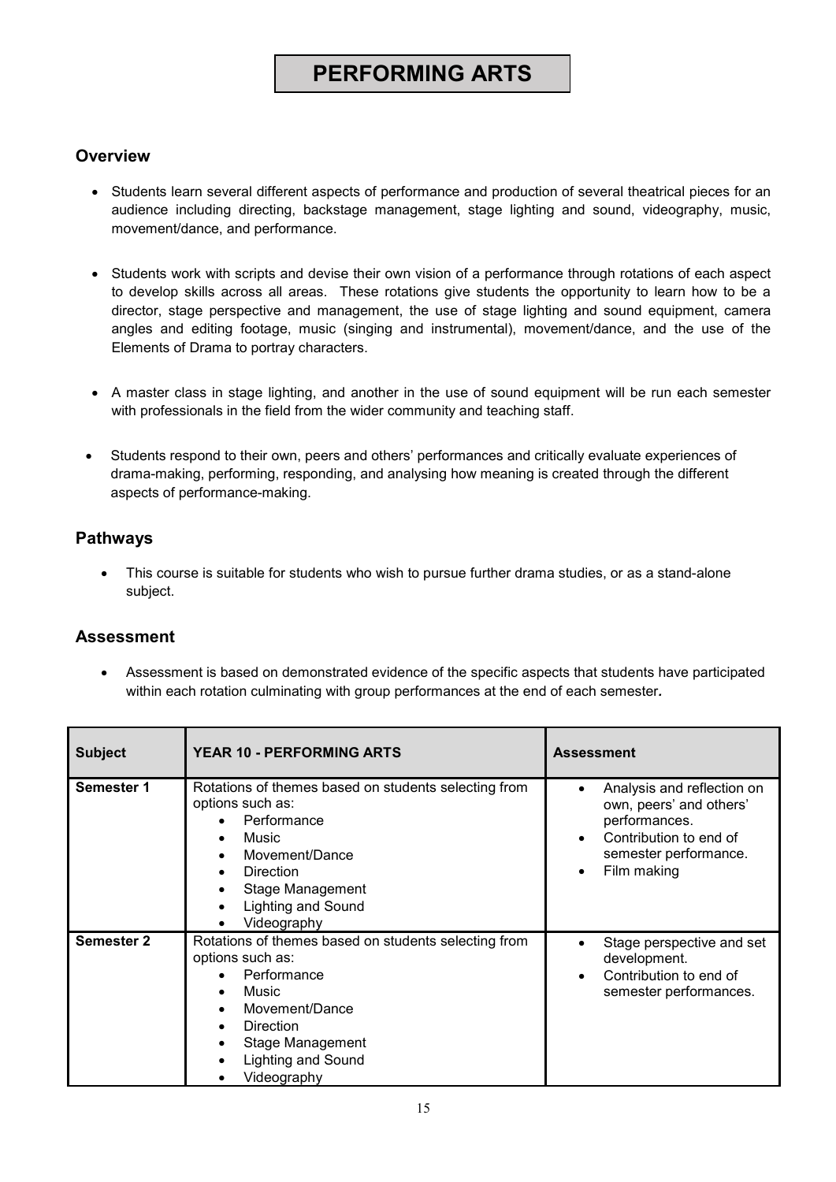# PERFORMING ARTS

## Overview

- Students learn several different aspects of performance and production of several theatrical pieces for an audience including directing, backstage management, stage lighting and sound, videography, music, movement/dance, and performance.
- Students work with scripts and devise their own vision of a performance through rotations of each aspect to develop skills across all areas. These rotations give students the opportunity to learn how to be a director, stage perspective and management, the use of stage lighting and sound equipment, camera angles and editing footage, music (singing and instrumental), movement/dance, and the use of the Elements of Drama to portray characters.
- A master class in stage lighting, and another in the use of sound equipment will be run each semester with professionals in the field from the wider community and teaching staff.
- Students respond to their own, peers and others' performances and critically evaluate experiences of drama-making, performing, responding, and analysing how meaning is created through the different aspects of performance-making.

## Pathways

- This course is suitable for students who wish to pursue further drama studies, or as a stand-alone subject.

## Assessment

- Assessment is based on demonstrated evidence of the specific aspects that students have participated within each rotation culminating with group performances at the end of each semester**.**

| Subject | YEAR 10 - PERFORMING ARTS | Assessment |
|---|---|---|
| **Semester 1** | Rotations of themes based on students selecting from options such as:<br>• Performance<br>• Music<br>• Movement/Dance<br>• Direction<br>• Stage Management<br>• Lighting and Sound<br>• Videography | • Analysis and reflection on own, peers' and others' performances.<br>• Contribution to end of semester performance.<br>• Film making |
| **Semester 2** | Rotations of themes based on students selecting from options such as:<br>• Performance<br>• Music<br>• Movement/Dance<br>• Direction<br>• Stage Management<br>• Lighting and Sound<br>• Videography | • Stage perspective and set development.<br>• Contribution to end of semester performances. |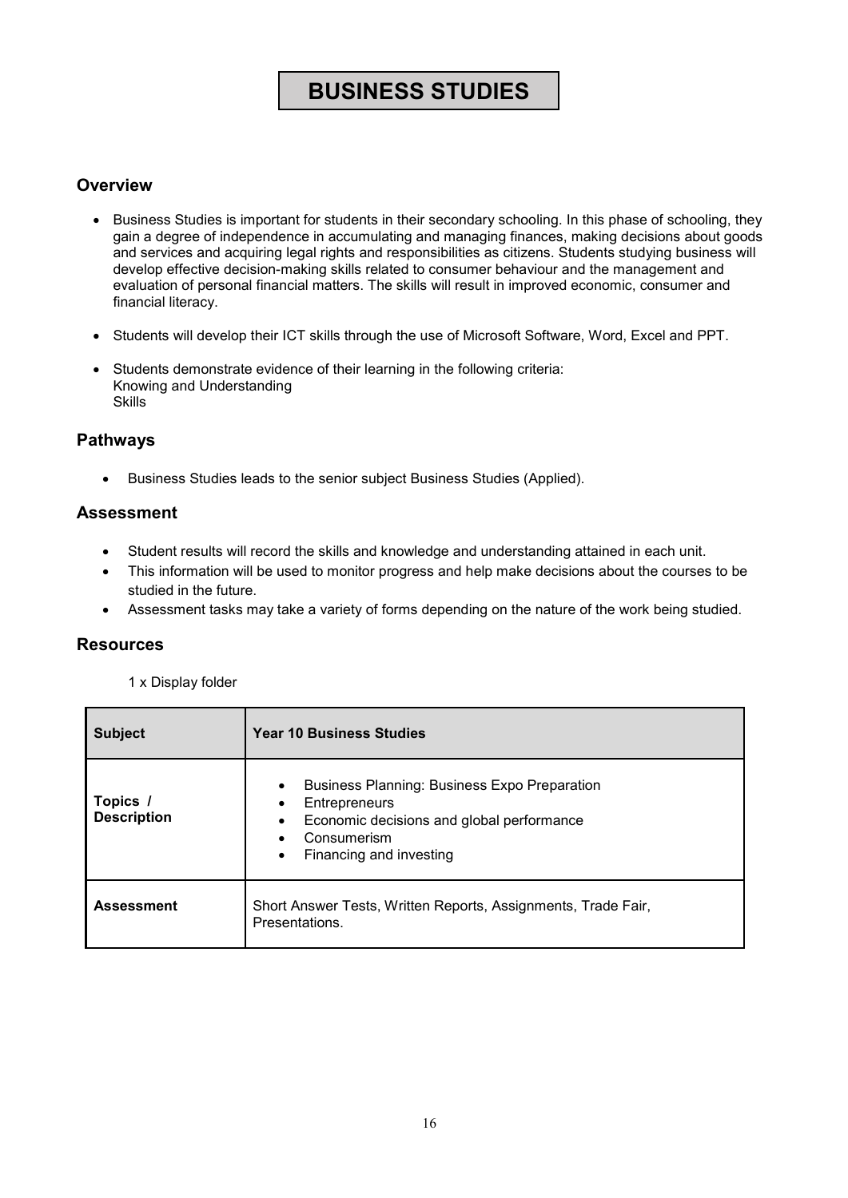# BUSINESS STUDIES

## Overview

- Business Studies is important for students in their secondary schooling. In this phase of schooling, they gain a degree of independence in accumulating and managing finances, making decisions about goods and services and acquiring legal rights and responsibilities as citizens. Students studying business will develop effective decision-making skills related to consumer behaviour and the management and evaluation of personal financial matters. The skills will result in improved economic, consumer and financial literacy.
- Students will develop their ICT skills through the use of Microsoft Software, Word, Excel and PPT.
- Students demonstrate evidence of their learning in the following criteria:
  Knowing and Understanding
  Skills

## Pathways

- Business Studies leads to the senior subject Business Studies (Applied).

## Assessment

- Student results will record the skills and knowledge and understanding attained in each unit.
- This information will be used to monitor progress and help make decisions about the courses to be studied in the future.
- Assessment tasks may take a variety of forms depending on the nature of the work being studied.

## Resources

1 x Display folder

| **Subject** | **Year 10 Business Studies** |
|---|---|
| **Topics / Description** | • Business Planning: Business Expo Preparation<br>• Entrepreneurs<br>• Economic decisions and global performance<br>• Consumerism<br>• Financing and investing |
| **Assessment** | Short Answer Tests, Written Reports, Assignments, Trade Fair, Presentations. |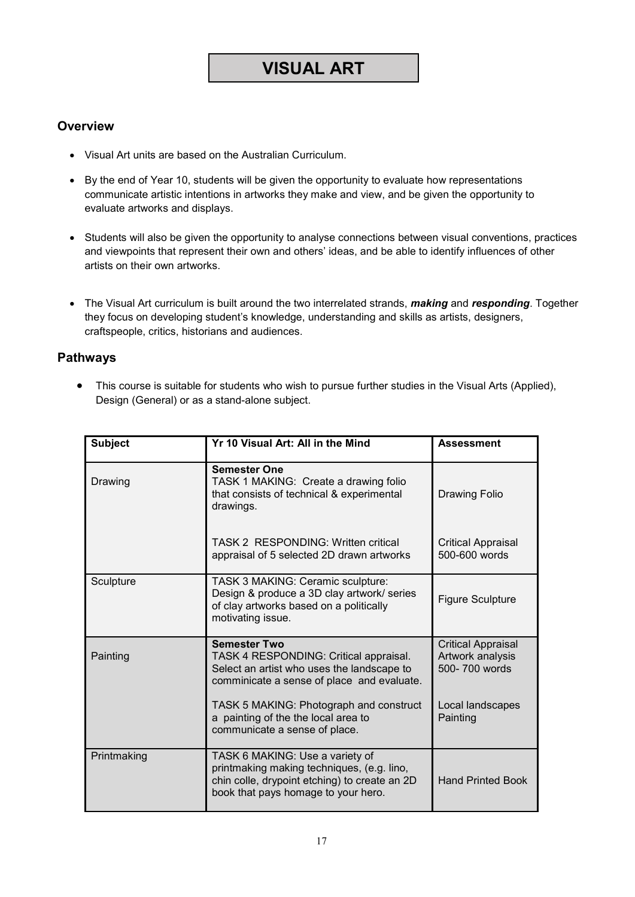# VISUAL ART

## Overview

- Visual Art units are based on the Australian Curriculum.
- By the end of Year 10, students will be given the opportunity to evaluate how representations communicate artistic intentions in artworks they make and view, and be given the opportunity to evaluate artworks and displays.
- Students will also be given the opportunity to analyse connections between visual conventions, practices and viewpoints that represent their own and others' ideas, and be able to identify influences of other artists on their own artworks.
- The Visual Art curriculum is built around the two interrelated strands, ***making*** and ***responding***. Together they focus on developing student's knowledge, understanding and skills as artists, designers, craftspeople, critics, historians and audiences.

## Pathways

- This course is suitable for students who wish to pursue further studies in the Visual Arts (Applied), Design (General) or as a stand-alone subject.

| Subject | Yr 10 Visual Art: All in the Mind | Assessment |
|---|---|---|
| Drawing | **Semester One**<br>TASK 1 MAKING: Create a drawing folio that consists of technical & experimental drawings. | Drawing Folio |
| | TASK 2 RESPONDING: Written critical appraisal of 5 selected 2D drawn artworks | Critical Appraisal 500-600 words |
| Sculpture | TASK 3 MAKING: Ceramic sculpture: Design & produce a 3D clay artwork/ series of clay artworks based on a politically motivating issue. | Figure Sculpture |
| Painting | **Semester Two**<br>TASK 4 RESPONDING: Critical appraisal. Select an artist who uses the landscape to comminicate a sense of place and evaluate. | Critical Appraisal Artwork analysis 500- 700 words |
| | TASK 5 MAKING: Photograph and construct a painting of the the local area to communicate a sense of place. | Local landscapes Painting |
| Printmaking | TASK 6 MAKING: Use a variety of printmaking making techniques, (e.g. lino, chin colle, drypoint etching) to create an 2D book that pays homage to your hero. | Hand Printed Book |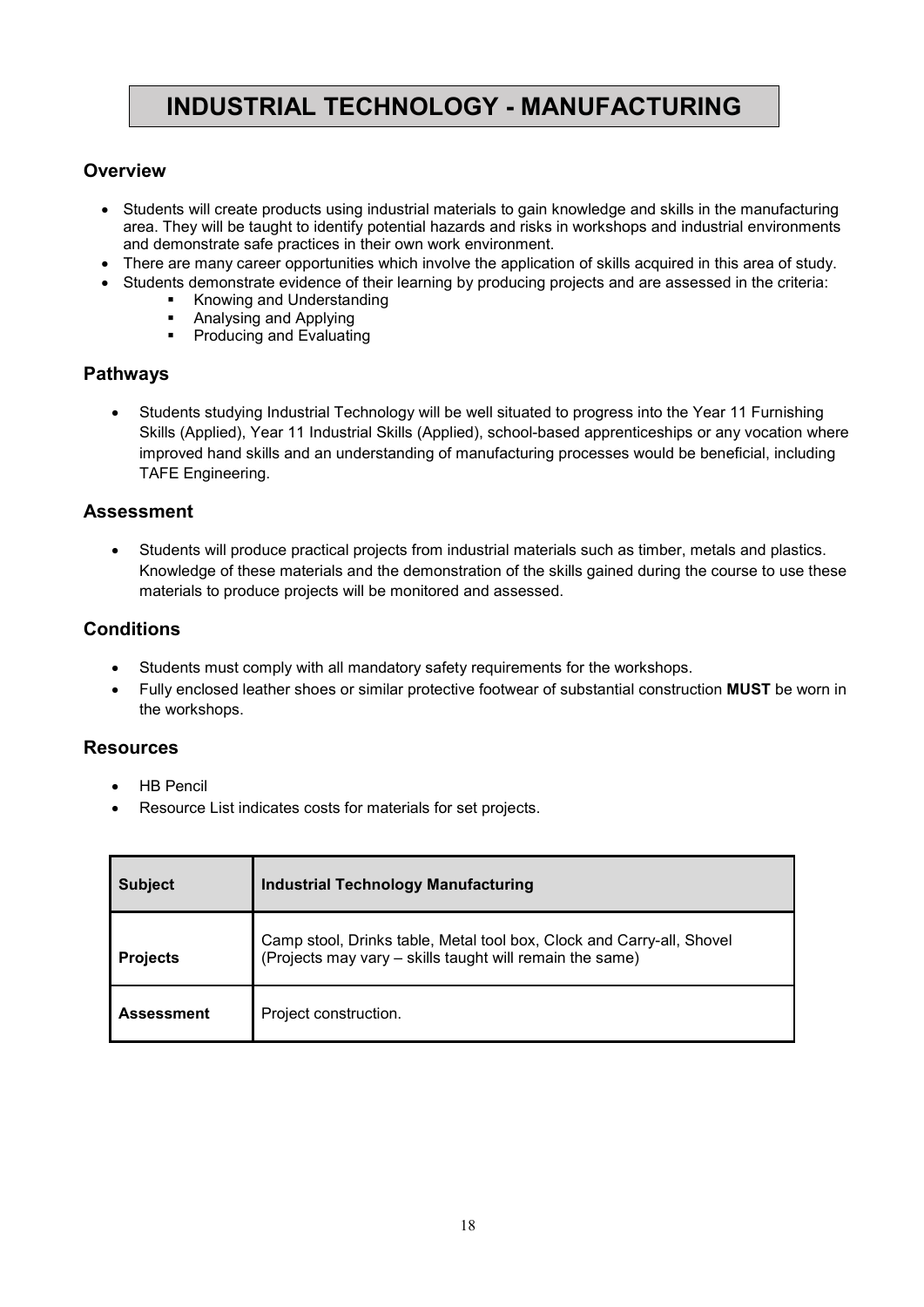# INDUSTRIAL TECHNOLOGY - MANUFACTURING

## Overview

- Students will create products using industrial materials to gain knowledge and skills in the manufacturing area. They will be taught to identify potential hazards and risks in workshops and industrial environments and demonstrate safe practices in their own work environment.
- There are many career opportunities which involve the application of skills acquired in this area of study.
- Students demonstrate evidence of their learning by producing projects and are assessed in the criteria:
    - Knowing and Understanding
    - Analysing and Applying
    - Producing and Evaluating

## Pathways

- Students studying Industrial Technology will be well situated to progress into the Year 11 Furnishing Skills (Applied), Year 11 Industrial Skills (Applied), school-based apprenticeships or any vocation where improved hand skills and an understanding of manufacturing processes would be beneficial, including TAFE Engineering.

## Assessment

- Students will produce practical projects from industrial materials such as timber, metals and plastics. Knowledge of these materials and the demonstration of the skills gained during the course to use these materials to produce projects will be monitored and assessed.

## Conditions

- Students must comply with all mandatory safety requirements for the workshops.
- Fully enclosed leather shoes or similar protective footwear of substantial construction **MUST** be worn in the workshops.

## Resources

- HB Pencil
- Resource List indicates costs for materials for set projects.

| **Subject** | **Industrial Technology Manufacturing** |
|---|---|
| **Projects** | Camp stool, Drinks table, Metal tool box, Clock and Carry-all, Shovel (Projects may vary – skills taught will remain the same) |
| **Assessment** | Project construction. |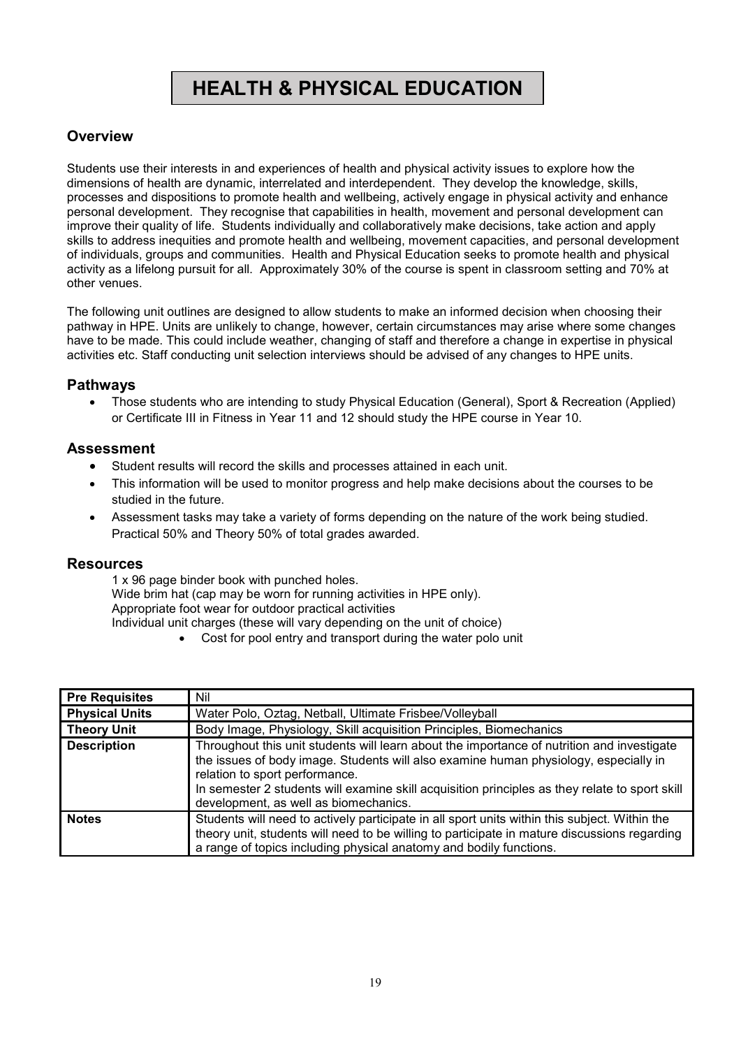# HEALTH & PHYSICAL EDUCATION

## Overview

Students use their interests in and experiences of health and physical activity issues to explore how the dimensions of health are dynamic, interrelated and interdependent. They develop the knowledge, skills, processes and dispositions to promote health and wellbeing, actively engage in physical activity and enhance personal development. They recognise that capabilities in health, movement and personal development can improve their quality of life. Students individually and collaboratively make decisions, take action and apply skills to address inequities and promote health and wellbeing, movement capacities, and personal development of individuals, groups and communities. Health and Physical Education seeks to promote health and physical activity as a lifelong pursuit for all. Approximately 30% of the course is spent in classroom setting and 70% at other venues.

The following unit outlines are designed to allow students to make an informed decision when choosing their pathway in HPE. Units are unlikely to change, however, certain circumstances may arise where some changes have to be made. This could include weather, changing of staff and therefore a change in expertise in physical activities etc. Staff conducting unit selection interviews should be advised of any changes to HPE units.

## Pathways

- Those students who are intending to study Physical Education (General), Sport & Recreation (Applied) or Certificate III in Fitness in Year 11 and 12 should study the HPE course in Year 10.

## Assessment

- Student results will record the skills and processes attained in each unit.
- This information will be used to monitor progress and help make decisions about the courses to be studied in the future.
- Assessment tasks may take a variety of forms depending on the nature of the work being studied. Practical 50% and Theory 50% of total grades awarded.

## Resources

1 x 96 page binder book with punched holes.
Wide brim hat (cap may be worn for running activities in HPE only).
Appropriate foot wear for outdoor practical activities
Individual unit charges (these will vary depending on the unit of choice)

- Cost for pool entry and transport during the water polo unit

| **Pre Requisites** | Nil |
|---|---|
| **Physical Units** | Water Polo, Oztag, Netball, Ultimate Frisbee/Volleyball |
| **Theory Unit** | Body Image, Physiology, Skill acquisition Principles, Biomechanics |
| **Description** | Throughout this unit students will learn about the importance of nutrition and investigate the issues of body image. Students will also examine human physiology, especially in relation to sport performance.<br>In semester 2 students will examine skill acquisition principles as they relate to sport skill development, as well as biomechanics. |
| **Notes** | Students will need to actively participate in all sport units within this subject. Within the theory unit, students will need to be willing to participate in mature discussions regarding a range of topics including physical anatomy and bodily functions. |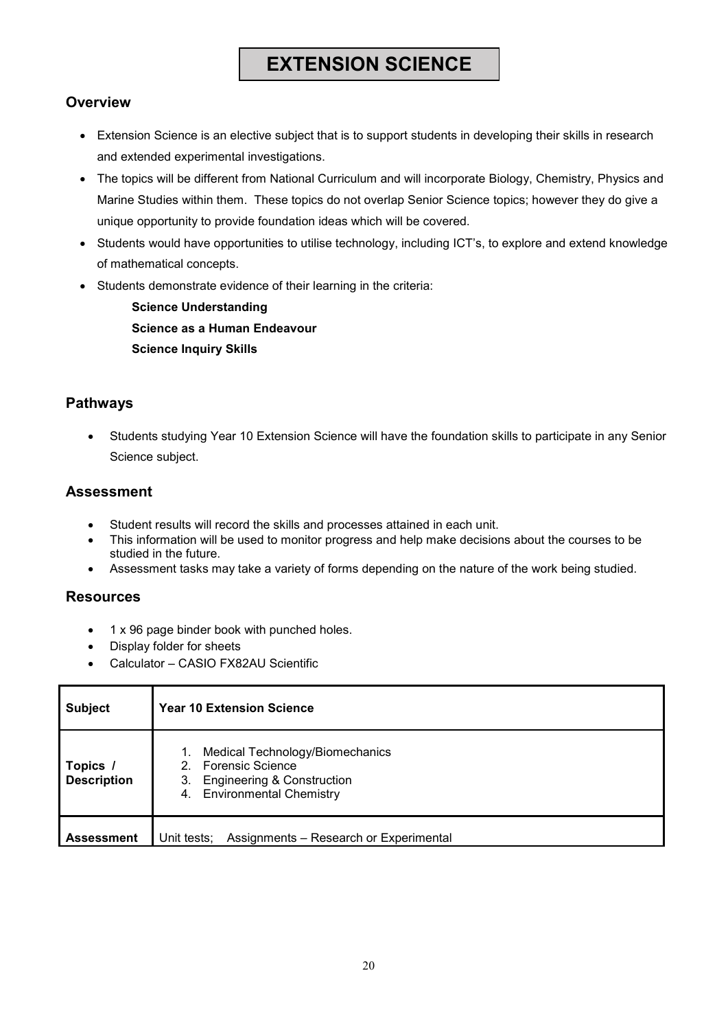# EXTENSION SCIENCE

## Overview

- Extension Science is an elective subject that is to support students in developing their skills in research and extended experimental investigations.
- The topics will be different from National Curriculum and will incorporate Biology, Chemistry, Physics and Marine Studies within them. These topics do not overlap Senior Science topics; however they do give a unique opportunity to provide foundation ideas which will be covered.
- Students would have opportunities to utilise technology, including ICT's, to explore and extend knowledge of mathematical concepts.
- Students demonstrate evidence of their learning in the criteria:

  **Science Understanding**
  **Science as a Human Endeavour**
  **Science Inquiry Skills**

## Pathways

- Students studying Year 10 Extension Science will have the foundation skills to participate in any Senior Science subject.

## Assessment

- Student results will record the skills and processes attained in each unit.
- This information will be used to monitor progress and help make decisions about the courses to be studied in the future.
- Assessment tasks may take a variety of forms depending on the nature of the work being studied.

## Resources

- 1 x 96 page binder book with punched holes.
- Display folder for sheets
- Calculator – CASIO FX82AU Scientific

| **Subject** | **Year 10 Extension Science** |
|---|---|
| **Topics / Description** | 1. Medical Technology/Biomechanics<br>2. Forensic Science<br>3. Engineering & Construction<br>4. Environmental Chemistry |
| **Assessment** | Unit tests; Assignments – Research or Experimental |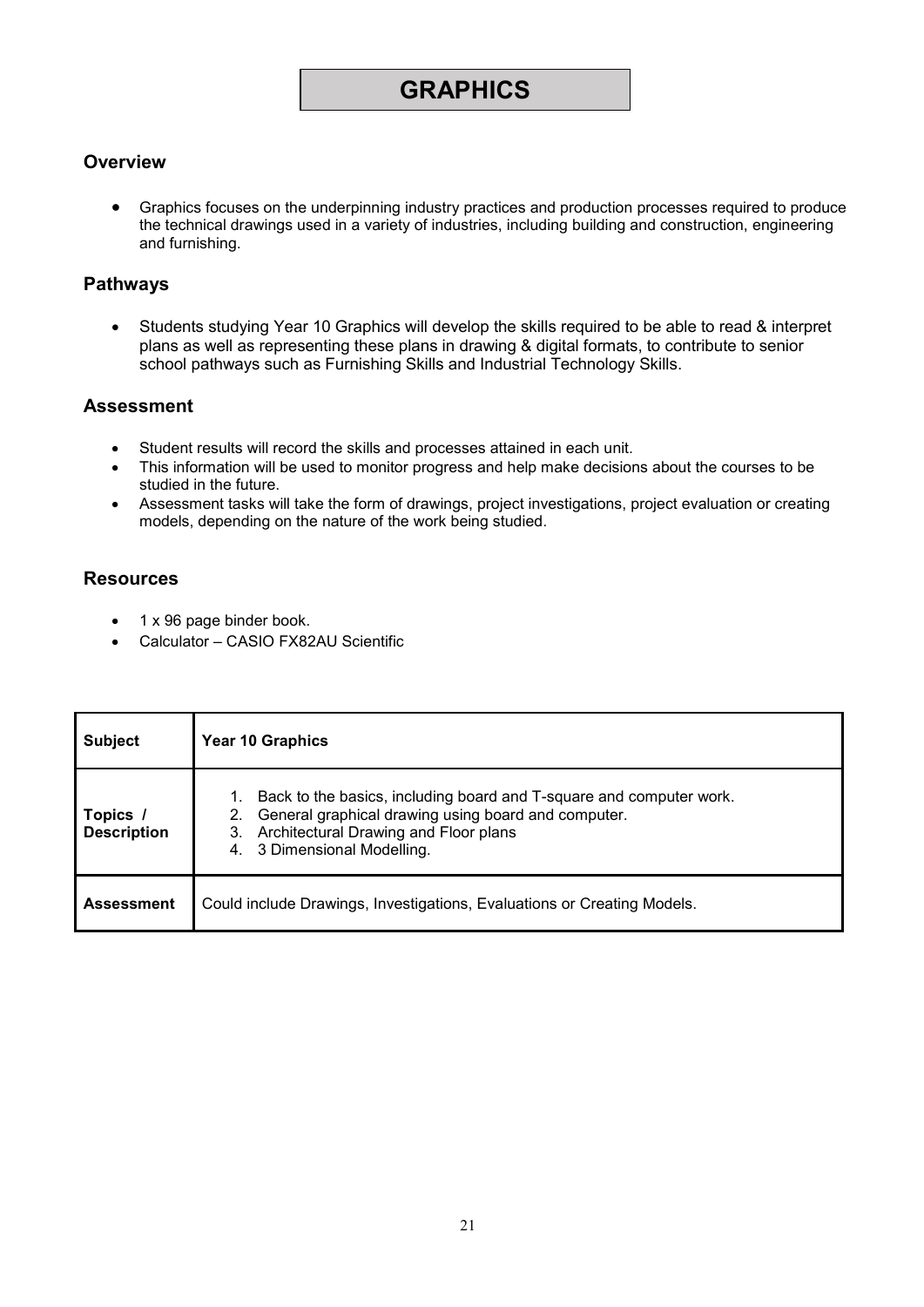# GRAPHICS

## Overview

- Graphics focuses on the underpinning industry practices and production processes required to produce the technical drawings used in a variety of industries, including building and construction, engineering and furnishing.

## Pathways

- Students studying Year 10 Graphics will develop the skills required to be able to read & interpret plans as well as representing these plans in drawing & digital formats, to contribute to senior school pathways such as Furnishing Skills and Industrial Technology Skills.

## Assessment

- Student results will record the skills and processes attained in each unit.
- This information will be used to monitor progress and help make decisions about the courses to be studied in the future.
- Assessment tasks will take the form of drawings, project investigations, project evaluation or creating models, depending on the nature of the work being studied.

## Resources

- 1 x 96 page binder book.
- Calculator – CASIO FX82AU Scientific

| **Subject** | **Year 10 Graphics** |
|---|---|
| **Topics / Description** | 1. Back to the basics, including board and T-square and computer work.<br>2. General graphical drawing using board and computer.<br>3. Architectural Drawing and Floor plans<br>4. 3 Dimensional Modelling. |
| **Assessment** | Could include Drawings, Investigations, Evaluations or Creating Models. |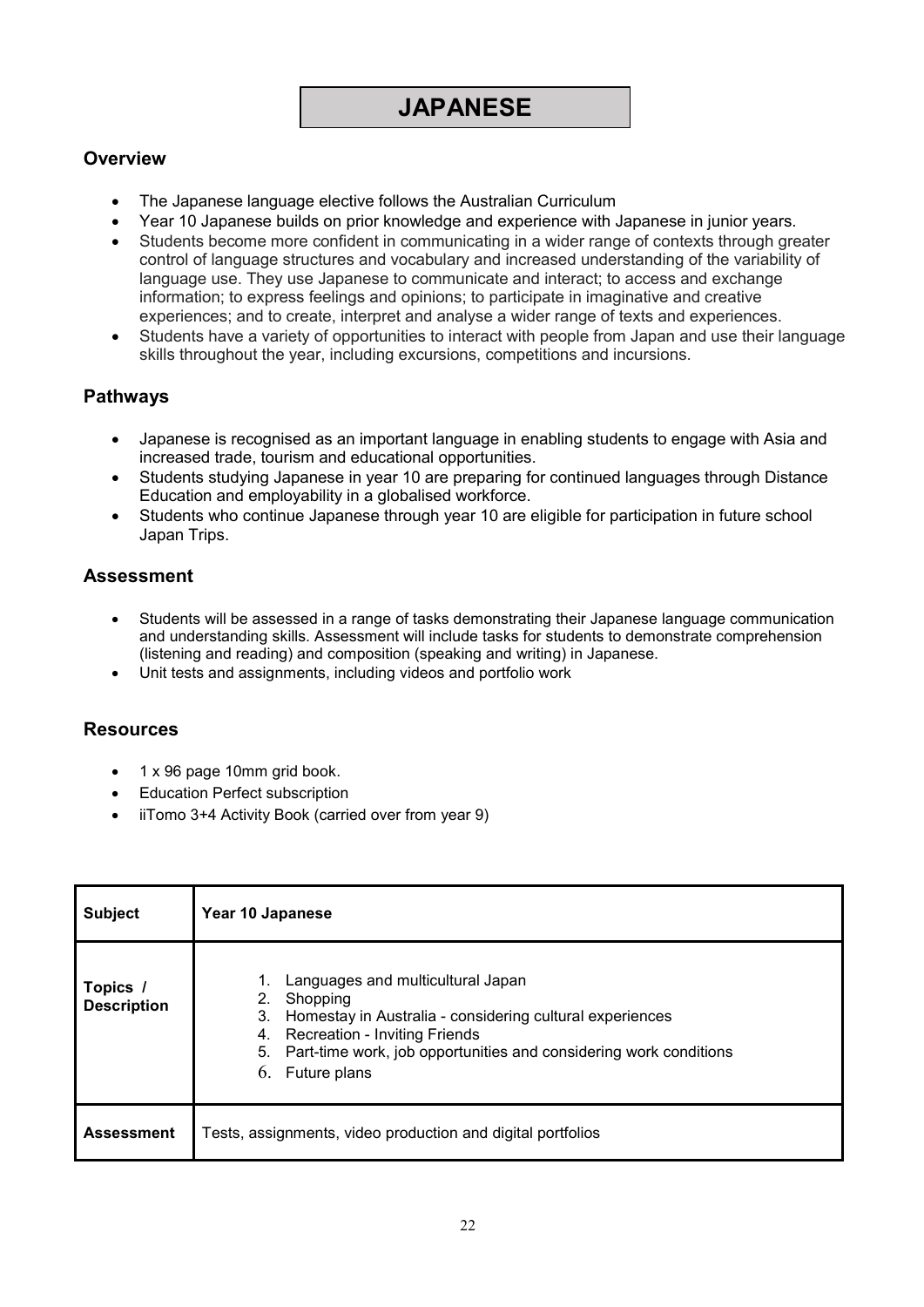# JAPANESE

## Overview

- The Japanese language elective follows the Australian Curriculum
- Year 10 Japanese builds on prior knowledge and experience with Japanese in junior years.
- Students become more confident in communicating in a wider range of contexts through greater control of language structures and vocabulary and increased understanding of the variability of language use. They use Japanese to communicate and interact; to access and exchange information; to express feelings and opinions; to participate in imaginative and creative experiences; and to create, interpret and analyse a wider range of texts and experiences.
- Students have a variety of opportunities to interact with people from Japan and use their language skills throughout the year, including excursions, competitions and incursions.

## Pathways

- Japanese is recognised as an important language in enabling students to engage with Asia and increased trade, tourism and educational opportunities.
- Students studying Japanese in year 10 are preparing for continued languages through Distance Education and employability in a globalised workforce.
- Students who continue Japanese through year 10 are eligible for participation in future school Japan Trips.

## Assessment

- Students will be assessed in a range of tasks demonstrating their Japanese language communication and understanding skills. Assessment will include tasks for students to demonstrate comprehension (listening and reading) and composition (speaking and writing) in Japanese.
- Unit tests and assignments, including videos and portfolio work

## Resources

- 1 x 96 page 10mm grid book.
- Education Perfect subscription
- iiTomo 3+4 Activity Book (carried over from year 9)

| **Subject** | **Year 10 Japanese** |
|---|---|
| **Topics / Description** | 1. Languages and multicultural Japan<br>2. Shopping<br>3. Homestay in Australia - considering cultural experiences<br>4. Recreation - Inviting Friends<br>5. Part-time work, job opportunities and considering work conditions<br>6. Future plans |
| **Assessment** | Tests, assignments, video production and digital portfolios |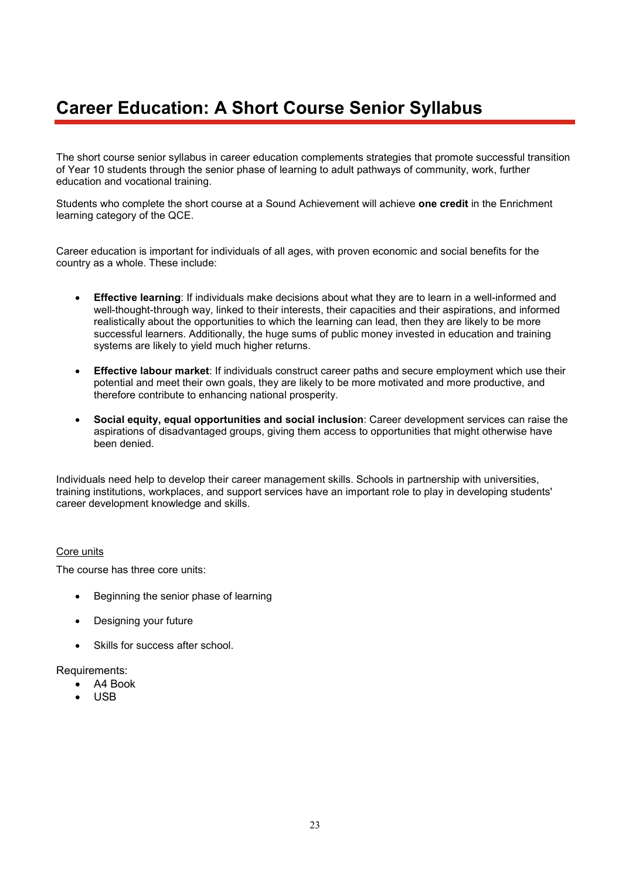# Career Education: A Short Course Senior Syllabus

The short course senior syllabus in career education complements strategies that promote successful transition of Year 10 students through the senior phase of learning to adult pathways of community, work, further education and vocational training.

Students who complete the short course at a Sound Achievement will achieve **one credit** in the Enrichment learning category of the QCE.

Career education is important for individuals of all ages, with proven economic and social benefits for the country as a whole. These include:

- **Effective learning**: If individuals make decisions about what they are to learn in a well-informed and well-thought-through way, linked to their interests, their capacities and their aspirations, and informed realistically about the opportunities to which the learning can lead, then they are likely to be more successful learners. Additionally, the huge sums of public money invested in education and training systems are likely to yield much higher returns.
- **Effective labour market**: If individuals construct career paths and secure employment which use their potential and meet their own goals, they are likely to be more motivated and more productive, and therefore contribute to enhancing national prosperity.
- **Social equity, equal opportunities and social inclusion**: Career development services can raise the aspirations of disadvantaged groups, giving them access to opportunities that might otherwise have been denied.

Individuals need help to develop their career management skills. Schools in partnership with universities, training institutions, workplaces, and support services have an important role to play in developing students' career development knowledge and skills.

<u>Core units</u>

The course has three core units:

- Beginning the senior phase of learning
- Designing your future
- Skills for success after school.

Requirements:

- A4 Book
- USB